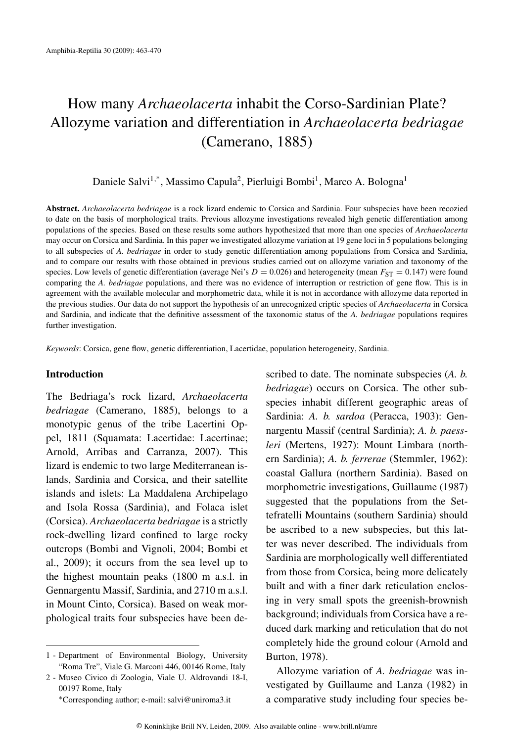# How many *Archaeolacerta* inhabit the Corso-Sardinian Plate? Allozyme variation and differentiation in *Archaeolacerta bedriagae* (Camerano, 1885)

Daniele Salvi[1,*], Massimo Capula[2], Pierluigi Bombi[1], Marco A. Bologna[1]

**Abstract.** *Archaeolacerta bedriagae* is a rock lizard endemic to Corsica and Sardinia. Four subspecies have been recozied to date on the basis of morphological traits. Previous allozyme investigations revealed high genetic differentiation among populations of the species. Based on these results some authors hypothesized that more than one species of *Archaeolacerta* may occur on Corsica and Sardinia. In this paper we investigated allozyme variation at 19 gene loci in 5 populations belonging to all subspecies of *A. bedriagae* in order to study genetic differentiation among populations from Corsica and Sardinia, and to compare our results with those obtained in previous studies carried out on allozyme variation and taxonomy of the species. Low levels of genetic differentiation (average Nei's $D = 0.026$) and heterogeneity (mean $F_{ST} = 0.147$) were found comparing the *A. bedriagae* populations, and there was no evidence of interruption or restriction of gene flow. This is in agreement with the available molecular and morphometric data, while it is not in accordance with allozyme data reported in the previous studies. Our data do not support the hypothesis of an unrecognized criptic species of *Archaeolacerta* in Corsica and Sardinia, and indicate that the definitive assessment of the taxonomic status of the *A. bedriagae* populations requires further investigation.

*Keywords*: Corsica, gene flow, genetic differentiation, Lacertidae, population heterogeneity, Sardinia.

## Introduction

The Bedriaga's rock lizard, *Archaeolacerta bedriagae* (Camerano, 1885), belongs to a monotypic genus of the tribe Lacertini Oppel, 1811 (Squamata: Lacertidae: Lacertinae; Arnold, Arribas and Carranza, 2007). This lizard is endemic to two large Mediterranean islands, Sardinia and Corsica, and their satellite islands and islets: La Maddalena Archipelago and Isola Rossa (Sardinia), and Folaca islet (Corsica). *Archaeolacerta bedriagae* is a strictly rock-dwelling lizard confined to large rocky outcrops (Bombi and Vignoli, 2004; Bombi et al., 2009); it occurs from the sea level up to the highest mountain peaks (1800 m a.s.l. in Gennargentu Massif, Sardinia, and 2710 m a.s.l. in Mount Cinto, Corsica). Based on weak morphological traits four subspecies have been described to date. The nominate subspecies (*A. b. bedriagae*) occurs on Corsica. The other subspecies inhabit different geographic areas of Sardinia: *A. b. sardoa* (Peracca, 1903): Gennargentu Massif (central Sardinia); *A. b. paessleri* (Mertens, 1927): Mount Limbara (northern Sardinia); *A. b. ferrerae* (Stemmler, 1962): coastal Gallura (northern Sardinia). Based on morphometric investigations, Guillaume (1987) suggested that the populations from the Settefratelli Mountains (southern Sardinia) should be ascribed to a new subspecies, but this latter was never described. The individuals from Sardinia are morphologically well differentiated from those from Corsica, being more delicately built and with a finer dark reticulation enclosing in very small spots the greenish-brownish background; individuals from Corsica have a reduced dark marking and reticulation that do not completely hide the ground colour (Arnold and Burton, 1978).

Allozyme variation of *A. bedriagae* was investigated by Guillaume and Lanza (1982) in a comparative study including four species be-

1 - Department of Environmental Biology, University "Roma Tre", Viale G. Marconi 446, 00146 Rome, Italy
2 - Museo Civico di Zoologia, Viale U. Aldrovandi 18-I, 00197 Rome, Italy
*Corresponding author; e-mail: salvi@uniroma3.it

© Koninklijke Brill NV, Leiden, 2009. Also available online - www.brill.nl/amre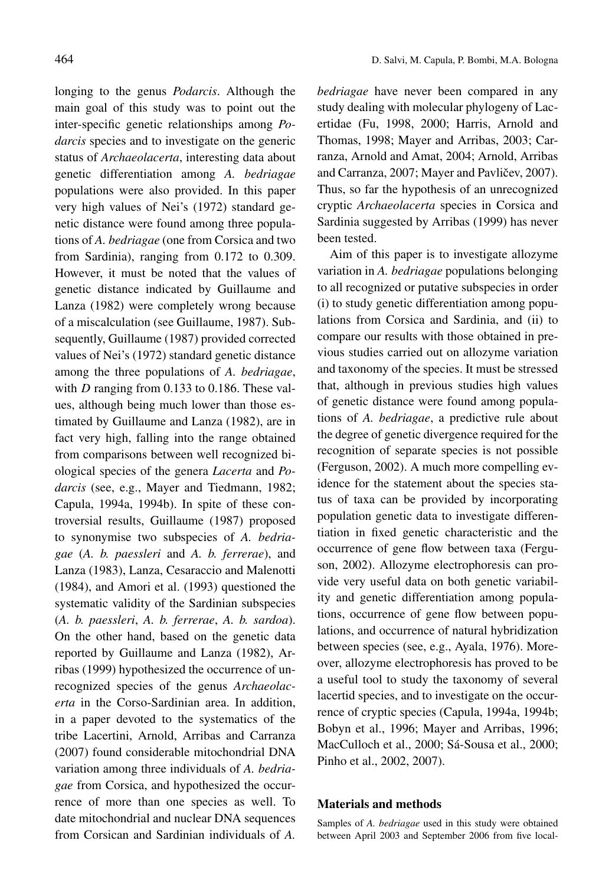longing to the genus *Podarcis*. Although the main goal of this study was to point out the inter-specific genetic relationships among *Podarcis* species and to investigate on the generic status of *Archaeolacerta*, interesting data about genetic differentiation among *A. bedriagae* populations were also provided. In this paper very high values of Nei's (1972) standard genetic distance were found among three populations of *A. bedriagae* (one from Corsica and two from Sardinia), ranging from 0.172 to 0.309. However, it must be noted that the values of genetic distance indicated by Guillaume and Lanza (1982) were completely wrong because of a miscalculation (see Guillaume, 1987). Subsequently, Guillaume (1987) provided corrected values of Nei's (1972) standard genetic distance among the three populations of *A. bedriagae*, with *D* ranging from 0.133 to 0.186. These values, although being much lower than those estimated by Guillaume and Lanza (1982), are in fact very high, falling into the range obtained from comparisons between well recognized biological species of the genera *Lacerta* and *Podarcis* (see, e.g., Mayer and Tiedmann, 1982; Capula, 1994a, 1994b). In spite of these controversial results, Guillaume (1987) proposed to synonymise two subspecies of *A. bedriagae* (*A. b. paessleri* and *A. b. ferrerae*), and Lanza (1983), Lanza, Cesaraccio and Malenotti (1984), and Amori et al. (1993) questioned the systematic validity of the Sardinian subspecies (*A. b. paessleri*, *A. b. ferrerae*, *A. b. sardoa*). On the other hand, based on the genetic data reported by Guillaume and Lanza (1982), Arribas (1999) hypothesized the occurrence of unrecognized species of the genus *Archaeolacerta* in the Corso-Sardinian area. In addition, in a paper devoted to the systematics of the tribe Lacertini, Arnold, Arribas and Carranza (2007) found considerable mitochondrial DNA variation among three individuals of *A. bedriagae* from Corsica, and hypothesized the occurrence of more than one species as well. To date mitochondrial and nuclear DNA sequences from Corsican and Sardinian individuals of *A. bedriagae* have never been compared in any study dealing with molecular phylogeny of Lacertidae (Fu, 1998, 2000; Harris, Arnold and Thomas, 1998; Mayer and Arribas, 2003; Carranza, Arnold and Amat, 2004; Arnold, Arribas and Carranza, 2007; Mayer and Pavličev, 2007). Thus, so far the hypothesis of an unrecognized cryptic *Archaeolacerta* species in Corsica and Sardinia suggested by Arribas (1999) has never been tested.

Aim of this paper is to investigate allozyme variation in *A. bedriagae* populations belonging to all recognized or putative subspecies in order (i) to study genetic differentiation among populations from Corsica and Sardinia, and (ii) to compare our results with those obtained in previous studies carried out on allozyme variation and taxonomy of the species. It must be stressed that, although in previous studies high values of genetic distance were found among populations of *A. bedriagae*, a predictive rule about the degree of genetic divergence required for the recognition of separate species is not possible (Ferguson, 2002). A much more compelling evidence for the statement about the species status of taxa can be provided by incorporating population genetic data to investigate differentiation in fixed genetic characteristic and the occurrence of gene flow between taxa (Ferguson, 2002). Allozyme electrophoresis can provide very useful data on both genetic variability and genetic differentiation among populations, occurrence of gene flow between populations, and occurrence of natural hybridization between species (see, e.g., Ayala, 1976). Moreover, allozyme electrophoresis has proved to be a useful tool to study the taxonomy of several lacertid species, and to investigate on the occurrence of cryptic species (Capula, 1994a, 1994b; Bobyn et al., 1996; Mayer and Arribas, 1996; MacCulloch et al., 2000; Sá-Sousa et al., 2000; Pinho et al., 2002, 2007).

## Materials and methods

Samples of *A. bedriagae* used in this study were obtained between April 2003 and September 2006 from five local-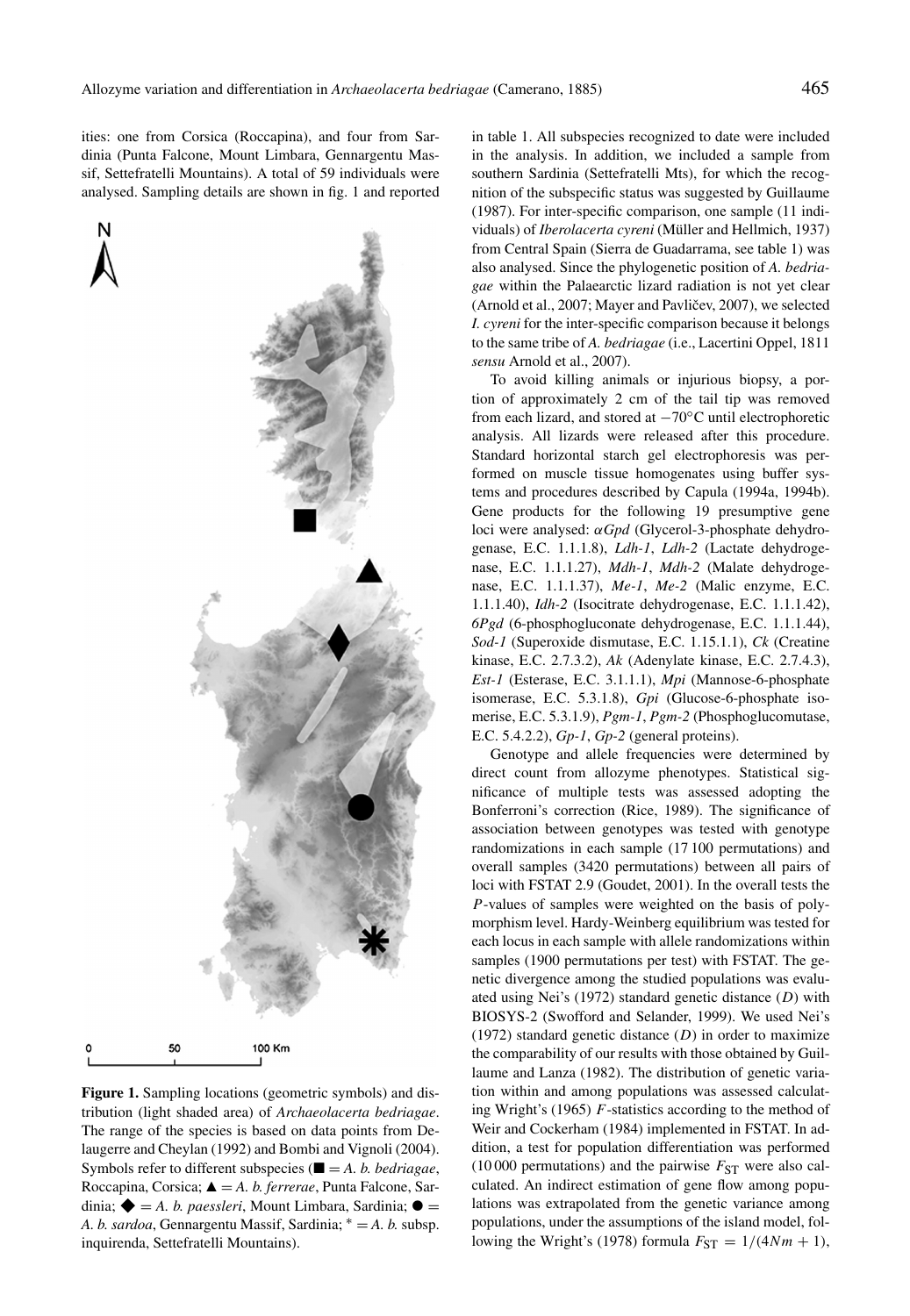ities: one from Corsica (Roccapina), and four from Sardinia (Punta Falcone, Mount Limbara, Gennargentu Massif, Settefratelli Mountains). A total of 59 individuals were analysed. Sampling details are shown in fig. 1 and reported in table 1. All subspecies recognized to date were included in the analysis. In addition, we included a sample from southern Sardinia (Settefratelli Mts), for which the recognition of the subspecific status was suggested by Guillaume (1987). For inter-specific comparison, one sample (11 individuals) of *Iberolacerta cyreni* (Müller and Hellmich, 1937) from Central Spain (Sierra de Guadarrama, see table 1) was also analysed. Since the phylogenetic position of *A. bedriagae* within the Palaearctic lizard radiation is not yet clear (Arnold et al., 2007; Mayer and Pavličev, 2007), we selected *I. cyreni* for the inter-specific comparison because it belongs to the same tribe of *A. bedriagae* (i.e., Lacertini Oppel, 1811 *sensu* Arnold et al., 2007).

**Figure 1.** Sampling locations (geometric symbols) and distribution (light shaded area) of *Archaeolacerta bedriagae*. The range of the species is based on data points from Delaugerre and Cheylan (1992) and Bombi and Vignoli (2004). Symbols refer to different subspecies (■ = *A. b. bedriagae*, Roccapina, Corsica; ▲ = *A. b. ferrerae*, Punta Falcone, Sardinia; ◆ = *A. b. paessleri*, Mount Limbara, Sardinia; ● = *A. b. sardoa*, Gennargentu Massif, Sardinia; * = *A. b.* subsp. inquirenda, Settefratelli Mountains).

To avoid killing animals or injurious biopsy, a portion of approximately 2 cm of the tail tip was removed from each lizard, and stored at −70°C until electrophoretic analysis. All lizards were released after this procedure. Standard horizontal starch gel electrophoresis was performed on muscle tissue homogenates using buffer systems and procedures described by Capula (1994a, 1994b). Gene products for the following 19 presumptive gene loci were analysed: *αGpd* (Glycerol-3-phosphate dehydrogenase, E.C. 1.1.1.8), *Ldh-1*, *Ldh-2* (Lactate dehydrogenase, E.C. 1.1.1.27), *Mdh-1*, *Mdh-2* (Malate dehydrogenase, E.C. 1.1.1.37), *Me-1*, *Me-2* (Malic enzyme, E.C. 1.1.1.40), *Idh-2* (Isocitrate dehydrogenase, E.C. 1.1.1.42), *6Pgd* (6-phosphogluconate dehydrogenase, E.C. 1.1.1.44), *Sod-1* (Superoxide dismutase, E.C. 1.15.1.1), *Ck* (Creatine kinase, E.C. 2.7.3.2), *Ak* (Adenylate kinase, E.C. 2.7.4.3), *Est-1* (Esterase, E.C. 3.1.1.1), *Mpi* (Mannose-6-phosphate isomerase, E.C. 5.3.1.8), *Gpi* (Glucose-6-phosphate isomerise, E.C. 5.3.1.9), *Pgm-1*, *Pgm-2* (Phosphoglucomutase, E.C. 5.4.2.2), *Gp-1*, *Gp-2* (general proteins).

Genotype and allele frequencies were determined by direct count from allozyme phenotypes. Statistical significance of multiple tests was assessed adopting the Bonferroni's correction (Rice, 1989). The significance of association between genotypes was tested with genotype randomizations in each sample (17 100 permutations) and overall samples (3420 permutations) between all pairs of loci with FSTAT 2.9 (Goudet, 2001). In the overall tests the $P$-values of samples were weighted on the basis of polymorphism level. Hardy-Weinberg equilibrium was tested for each locus in each sample with allele randomizations within samples (1900 permutations per test) with FSTAT. The genetic divergence among the studied populations was evaluated using Nei's (1972) standard genetic distance ($D$) with BIOSYS-2 (Swofford and Selander, 1999). We used Nei's (1972) standard genetic distance ($D$) in order to maximize the comparability of our results with those obtained by Guillaume and Lanza (1982). The distribution of genetic variation within and among populations was assessed calculating Wright's (1965) $F$-statistics according to the method of Weir and Cockerham (1984) implemented in FSTAT. In addition, a test for population differentiation was performed (10 000 permutations) and the pairwise $F_{ST}$ were also calculated. An indirect estimation of gene flow among populations was extrapolated from the genetic variance among populations, under the assumptions of the island model, following the Wright's (1978) formula $F_{ST} = 1/(4Nm + 1)$,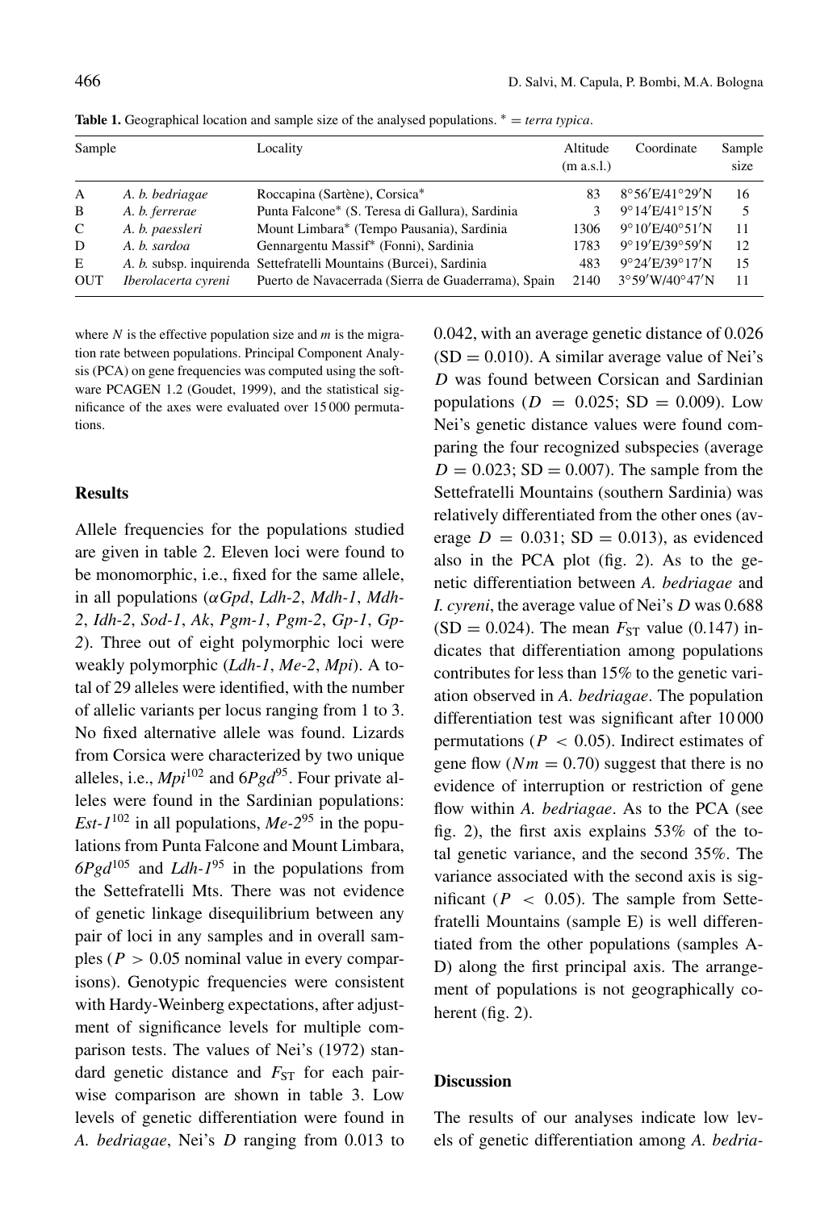**Table 1.** Geographical location and sample size of the analysed populations. * = *terra typica*.

| Sample | | Locality | Altitude (m a.s.l.) | Coordinate | Sample size |
|---|---|---|---|---|---|
| A | *A. b. bedriagae* | Roccapina (Sartène), Corsica* | 83 | 8°56′E/41°29′N | 16 |
| B | *A. b. ferrerae* | Punta Falcone* (S. Teresa di Gallura), Sardinia | 3 | 9°14′E/41°15′N | 5 |
| C | *A. b. paessleri* | Mount Limbara* (Tempo Pausania), Sardinia | 1306 | 9°10′E/40°51′N | 11 |
| D | *A. b. sardoa* | Gennargentu Massif* (Fonni), Sardinia | 1783 | 9°19′E/39°59′N | 12 |
| E | *A. b.* subsp. inquirenda | Settefratelli Mountains (Burcei), Sardinia | 483 | 9°24′E/39°17′N | 15 |
| OUT | *Iberolacerta cyreni* | Puerto de Navacerrada (Sierra de Guaderrama), Spain | 2140 | 3°59′W/40°47′N | 11 |

where $N$ is the effective population size and $m$ is the migration rate between populations. Principal Component Analysis (PCA) on gene frequencies was computed using the software PCAGEN 1.2 (Goudet, 1999), and the statistical significance of the axes were evaluated over 15 000 permutations.

## Results

Allele frequencies for the populations studied are given in table 2. Eleven loci were found to be monomorphic, i.e., fixed for the same allele, in all populations (*αGpd*, *Ldh-2*, *Mdh-1*, *Mdh-2*, *Idh-2*, *Sod-1*, *Ak*, *Pgm-1*, *Pgm-2*, *Gp-1*, *Gp-2*). Three out of eight polymorphic loci were weakly polymorphic (*Ldh-1*, *Me-2*, *Mpi*). A total of 29 alleles were identified, with the number of allelic variants per locus ranging from 1 to 3. No fixed alternative allele was found. Lizards from Corsica were characterized by two unique alleles, i.e., $Mpi^{102}$ and $6Pgd^{95}$. Four private alleles were found in the Sardinian populations: $Est\text{-}1^{102}$ in all populations, $Me\text{-}2^{95}$ in the populations from Punta Falcone and Mount Limbara, $6Pgd^{105}$ and $Ldh\text{-}1^{95}$ in the populations from the Settefratelli Mts. There was not evidence of genetic linkage disequilibrium between any pair of loci in any samples and in overall samples ($P > 0.05$ nominal value in every comparisons). Genotypic frequencies were consistent with Hardy-Weinberg expectations, after adjustment of significance levels for multiple comparison tests. The values of Nei's (1972) standard genetic distance and $F_{ST}$ for each pairwise comparison are shown in table 3. Low levels of genetic differentiation were found in *A. bedriagae*, Nei's $D$ ranging from 0.013 to 0.042, with an average genetic distance of 0.026 (SD = 0.010). A similar average value of Nei's $D$ was found between Corsican and Sardinian populations ($D = 0.025$; SD = 0.009). Low Nei's genetic distance values were found comparing the four recognized subspecies (average $D = 0.023$; SD = 0.007). The sample from the Settefratelli Mountains (southern Sardinia) was relatively differentiated from the other ones (average $D = 0.031$; SD = 0.013), as evidenced also in the PCA plot (fig. 2). As to the genetic differentiation between *A. bedriagae* and *I. cyreni*, the average value of Nei's $D$ was 0.688 (SD = 0.024). The mean $F_{ST}$ value (0.147) indicates that differentiation among populations contributes for less than 15% to the genetic variation observed in *A. bedriagae*. The population differentiation test was significant after 10 000 permutations ($P < 0.05$). Indirect estimates of gene flow ($Nm = 0.70$) suggest that there is no evidence of interruption or restriction of gene flow within *A. bedriagae*. As to the PCA (see fig. 2), the first axis explains 53% of the total genetic variance, and the second 35%. The variance associated with the second axis is significant ($P < 0.05$). The sample from Settefratelli Mountains (sample E) is well differentiated from the other populations (samples A-D) along the first principal axis. The arrangement of populations is not geographically coherent (fig. 2).

## Discussion

The results of our analyses indicate low levels of genetic differentiation among *A. bedria-*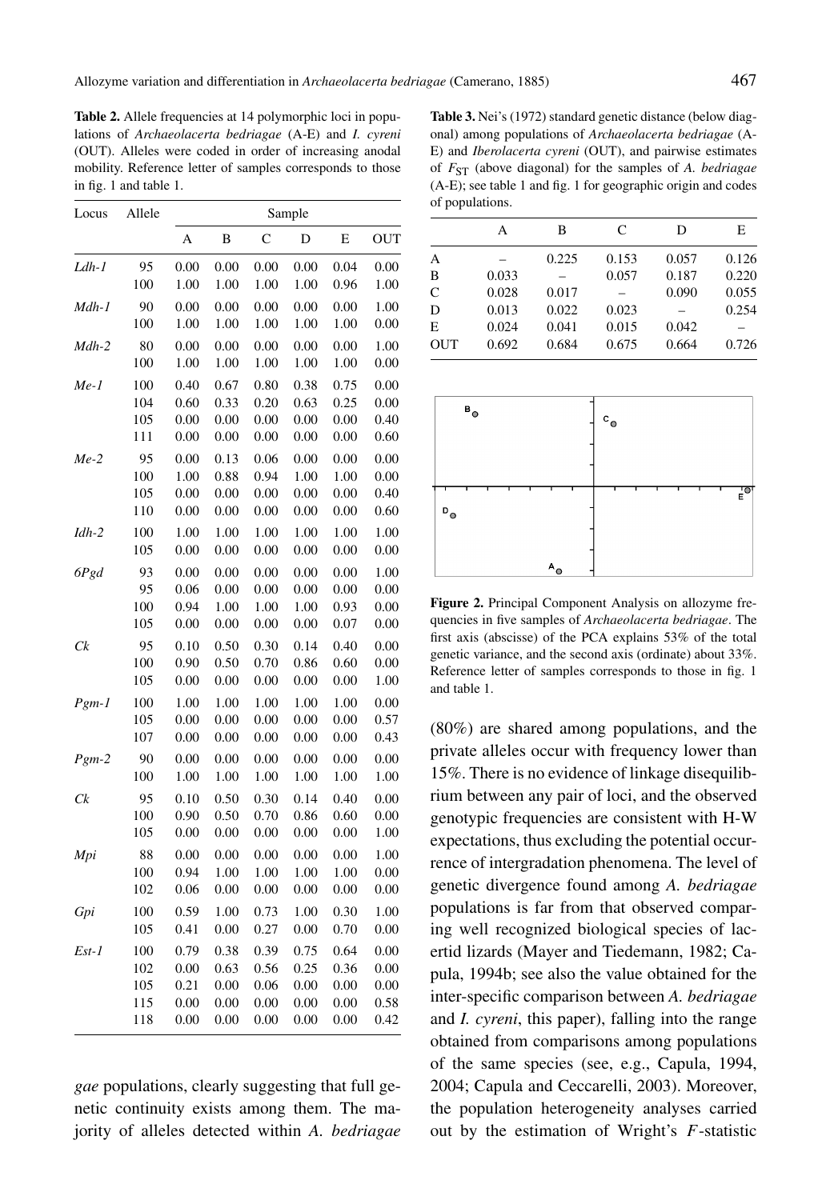**Table 2.** Allele frequencies at 14 polymorphic loci in populations of *Archaeolacerta bedriagae* (A-E) and *I. cyreni* (OUT). Alleles were coded in order of increasing anodal mobility. Reference letter of samples corresponds to those in fig. 1 and table 1.

| Locus | Allele | Sample | | | | | |
|---|---|---|---|---|---|---|---|
| | | A | B | C | D | E | OUT |
| *Ldh-1* | 95 | 0.00 | 0.00 | 0.00 | 0.00 | 0.04 | 0.00 |
| | 100 | 1.00 | 1.00 | 1.00 | 1.00 | 0.96 | 1.00 |
| *Mdh-1* | 90 | 0.00 | 0.00 | 0.00 | 0.00 | 0.00 | 1.00 |
| | 100 | 1.00 | 1.00 | 1.00 | 1.00 | 1.00 | 0.00 |
| *Mdh-2* | 80 | 0.00 | 0.00 | 0.00 | 0.00 | 0.00 | 1.00 |
| | 100 | 1.00 | 1.00 | 1.00 | 1.00 | 1.00 | 0.00 |
| *Me-1* | 100 | 0.40 | 0.67 | 0.80 | 0.38 | 0.75 | 0.00 |
| | 104 | 0.60 | 0.33 | 0.20 | 0.63 | 0.25 | 0.00 |
| | 105 | 0.00 | 0.00 | 0.00 | 0.00 | 0.00 | 0.40 |
| | 111 | 0.00 | 0.00 | 0.00 | 0.00 | 0.00 | 0.60 |
| *Me-2* | 95 | 0.00 | 0.13 | 0.06 | 0.00 | 0.00 | 0.00 |
| | 100 | 1.00 | 0.88 | 0.94 | 1.00 | 1.00 | 0.00 |
| | 105 | 0.00 | 0.00 | 0.00 | 0.00 | 0.00 | 0.40 |
| | 110 | 0.00 | 0.00 | 0.00 | 0.00 | 0.00 | 0.60 |
| *Idh-2* | 100 | 1.00 | 1.00 | 1.00 | 1.00 | 1.00 | 1.00 |
| | 105 | 0.00 | 0.00 | 0.00 | 0.00 | 0.00 | 0.00 |
| *6Pgd* | 93 | 0.00 | 0.00 | 0.00 | 0.00 | 0.00 | 1.00 |
| | 95 | 0.06 | 0.00 | 0.00 | 0.00 | 0.00 | 0.00 |
| | 100 | 0.94 | 1.00 | 1.00 | 1.00 | 0.93 | 0.00 |
| | 105 | 0.00 | 0.00 | 0.00 | 0.00 | 0.07 | 0.00 |
| *Ck* | 95 | 0.10 | 0.50 | 0.30 | 0.14 | 0.40 | 0.00 |
| | 100 | 0.90 | 0.50 | 0.70 | 0.86 | 0.60 | 0.00 |
| | 105 | 0.00 | 0.00 | 0.00 | 0.00 | 0.00 | 1.00 |
| *Pgm-1* | 100 | 1.00 | 1.00 | 1.00 | 1.00 | 1.00 | 0.00 |
| | 105 | 0.00 | 0.00 | 0.00 | 0.00 | 0.00 | 0.57 |
| | 107 | 0.00 | 0.00 | 0.00 | 0.00 | 0.00 | 0.43 |
| *Pgm-2* | 90 | 0.00 | 0.00 | 0.00 | 0.00 | 0.00 | 0.00 |
| | 100 | 1.00 | 1.00 | 1.00 | 1.00 | 1.00 | 1.00 |
| *Ck* | 95 | 0.10 | 0.50 | 0.30 | 0.14 | 0.40 | 0.00 |
| | 100 | 0.90 | 0.50 | 0.70 | 0.86 | 0.60 | 0.00 |
| | 105 | 0.00 | 0.00 | 0.00 | 0.00 | 0.00 | 1.00 |
| *Mpi* | 88 | 0.00 | 0.00 | 0.00 | 0.00 | 0.00 | 1.00 |
| | 100 | 0.94 | 1.00 | 1.00 | 1.00 | 1.00 | 0.00 |
| | 102 | 0.06 | 0.00 | 0.00 | 0.00 | 0.00 | 0.00 |
| *Gpi* | 100 | 0.59 | 1.00 | 0.73 | 1.00 | 0.30 | 1.00 |
| | 105 | 0.41 | 0.00 | 0.27 | 0.00 | 0.70 | 0.00 |
| *Est-1* | 100 | 0.79 | 0.38 | 0.39 | 0.75 | 0.64 | 0.00 |
| | 102 | 0.00 | 0.63 | 0.56 | 0.25 | 0.36 | 0.00 |
| | 105 | 0.21 | 0.00 | 0.06 | 0.00 | 0.00 | 0.00 |
| | 115 | 0.00 | 0.00 | 0.00 | 0.00 | 0.00 | 0.58 |
| | 118 | 0.00 | 0.00 | 0.00 | 0.00 | 0.00 | 0.42 |

*gae* populations, clearly suggesting that full genetic continuity exists among them. The majority of alleles detected within *A. bedriagae* (80%) are shared among populations, and the private alleles occur with frequency lower than 15%. There is no evidence of linkage disequilibrium between any pair of loci, and the observed genotypic frequencies are consistent with H-W expectations, thus excluding the potential occurrence of intergradation phenomena. The level of genetic divergence found among *A. bedriagae* populations is far from that observed comparing well recognized biological species of lacertid lizards (Mayer and Tiedemann, 1982; Capula, 1994b; see also the value obtained for the inter-specific comparison between *A. bedriagae* and *I. cyreni*, this paper), falling into the range obtained from comparisons among populations of the same species (see, e.g., Capula, 1994, 2004; Capula and Ceccarelli, 2003). Moreover, the population heterogeneity analyses carried out by the estimation of Wright's $F$-statistic

**Table 3.** Nei's (1972) standard genetic distance (below diagonal) among populations of *Archaeolacerta bedriagae* (A-E) and *Iberolacerta cyreni* (OUT), and pairwise estimates of $F_{ST}$ (above diagonal) for the samples of *A. bedriagae* (A-E); see table 1 and fig. 1 for geographic origin and codes of populations.

| | A | B | C | D | E |
|---|---|---|---|---|---|
| A | – | 0.225 | 0.153 | 0.057 | 0.126 |
| B | 0.033 | – | 0.057 | 0.187 | 0.220 |
| C | 0.028 | 0.017 | – | 0.090 | 0.055 |
| D | 0.013 | 0.022 | 0.023 | – | 0.254 |
| E | 0.024 | 0.041 | 0.015 | 0.042 | – |
| OUT | 0.692 | 0.684 | 0.675 | 0.664 | 0.726 |

**Figure 2.** Principal Component Analysis on allozyme frequencies in five samples of *Archaeolacerta bedriagae*. The first axis (abscisse) of the PCA explains 53% of the total genetic variance, and the second axis (ordinate) about 33%. Reference letter of samples corresponds to those in fig. 1 and table 1.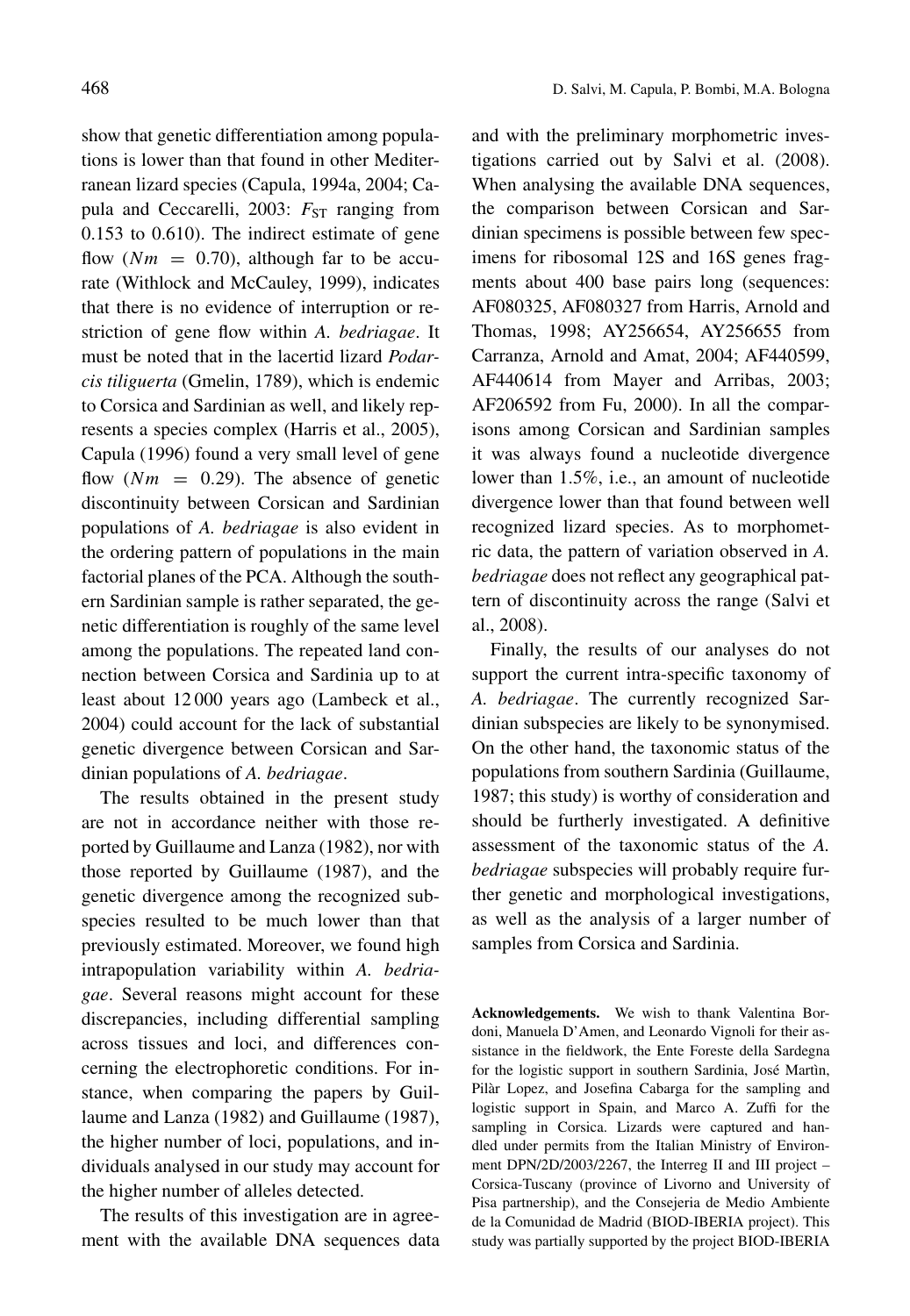show that genetic differentiation among populations is lower than that found in other Mediterranean lizard species (Capula, 1994a, 2004; Capula and Ceccarelli, 2003: $F_{ST}$ ranging from 0.153 to 0.610). The indirect estimate of gene flow ($Nm = 0.70$), although far to be accurate (Withlock and McCauley, 1999), indicates that there is no evidence of interruption or restriction of gene flow within *A. bedriagae*. It must be noted that in the lacertid lizard *Podarcis tiliguerta* (Gmelin, 1789), which is endemic to Corsica and Sardinian as well, and likely represents a species complex (Harris et al., 2005), Capula (1996) found a very small level of gene flow ($Nm = 0.29$). The absence of genetic discontinuity between Corsican and Sardinian populations of *A. bedriagae* is also evident in the ordering pattern of populations in the main factorial planes of the PCA. Although the southern Sardinian sample is rather separated, the genetic differentiation is roughly of the same level among the populations. The repeated land connection between Corsica and Sardinia up to at least about 12 000 years ago (Lambeck et al., 2004) could account for the lack of substantial genetic divergence between Corsican and Sardinian populations of *A. bedriagae*.

The results obtained in the present study are not in accordance neither with those reported by Guillaume and Lanza (1982), nor with those reported by Guillaume (1987), and the genetic divergence among the recognized subspecies resulted to be much lower than that previously estimated. Moreover, we found high intrapopulation variability within *A. bedriagae*. Several reasons might account for these discrepancies, including differential sampling across tissues and loci, and differences concerning the electrophoretic conditions. For instance, when comparing the papers by Guillaume and Lanza (1982) and Guillaume (1987), the higher number of loci, populations, and individuals analysed in our study may account for the higher number of alleles detected.

The results of this investigation are in agreement with the available DNA sequences data and with the preliminary morphometric investigations carried out by Salvi et al. (2008). When analysing the available DNA sequences, the comparison between Corsican and Sardinian specimens is possible between few specimens for ribosomal 12S and 16S genes fragments about 400 base pairs long (sequences: AF080325, AF080327 from Harris, Arnold and Thomas, 1998; AY256654, AY256655 from Carranza, Arnold and Amat, 2004; AF440599, AF440614 from Mayer and Arribas, 2003; AF206592 from Fu, 2000). In all the comparisons among Corsican and Sardinian samples it was always found a nucleotide divergence lower than 1.5%, i.e., an amount of nucleotide divergence lower than that found between well recognized lizard species. As to morphometric data, the pattern of variation observed in *A. bedriagae* does not reflect any geographical pattern of discontinuity across the range (Salvi et al., 2008).

Finally, the results of our analyses do not support the current intra-specific taxonomy of *A. bedriagae*. The currently recognized Sardinian subspecies are likely to be synonymised. On the other hand, the taxonomic status of the populations from southern Sardinia (Guillaume, 1987; this study) is worthy of consideration and should be furtherly investigated. A definitive assessment of the taxonomic status of the *A. bedriagae* subspecies will probably require further genetic and morphological investigations, as well as the analysis of a larger number of samples from Corsica and Sardinia.

**Acknowledgements.** We wish to thank Valentina Bordoni, Manuela D'Amen, and Leonardo Vignoli for their assistance in the fieldwork, the Ente Foreste della Sardegna for the logistic support in southern Sardinia, José Martìn, Pilàr Lopez, and Josefina Cabarga for the sampling and logistic support in Spain, and Marco A. Zuffi for the sampling in Corsica. Lizards were captured and handled under permits from the Italian Ministry of Environment DPN/2D/2003/2267, the Interreg II and III project – Corsica-Tuscany (province of Livorno and University of Pisa partnership), and the Consejeria de Medio Ambiente de la Comunidad de Madrid (BIOD-IBERIA project). This study was partially supported by the project BIOD-IBERIA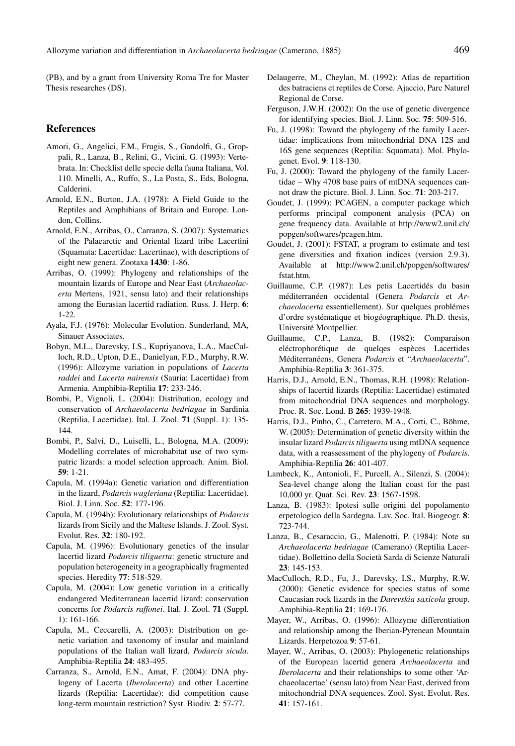(PB), and by a grant from University Roma Tre for Master Thesis researches (DS).

## References

Amori, G., Angelici, F.M., Frugis, S., Gandolfi, G., Groppali, R., Lanza, B., Relini, G., Vicini, G. (1993): Vertebrata. In: Checklist delle specie della fauna Italiana, Vol. 110. Minelli, A., Ruffo, S., La Posta, S., Eds, Bologna, Calderini.

Arnold, E.N., Burton, J.A. (1978): A Field Guide to the Reptiles and Amphibians of Britain and Europe. London, Collins.

Arnold, E.N., Arribas, O., Carranza, S. (2007): Systematics of the Palaearctic and Oriental lizard tribe Lacertini (Squamata: Lacertidae: Lacertinae), with descriptions of eight new genera. Zootaxa **1430**: 1-86.

Arribas, O. (1999): Phylogeny and relationships of the mountain lizards of Europe and Near East (*Archaeolacerta* Mertens, 1921, sensu lato) and their relationships among the Eurasian lacertid radiation. Russ. J. Herp. **6**: 1-22.

Ayala, F.J. (1976): Molecular Evolution. Sunderland, MA, Sinauer Associates.

Bobyn, M.L., Darevsky, I.S., Kupriyanova, L.A., MacCulloch, R.D., Upton, D.E., Danielyan, F.D., Murphy, R.W. (1996): Allozyme variation in populations of *Lacerta raddei* and *Lacerta nairensis* (Sauria: Lacertidae) from Armenia. Amphibia-Reptilia **17**: 233-246.

Bombi, P., Vignoli, L. (2004): Distribution, ecology and conservation of *Archaeolacerta bedriagae* in Sardinia (Reptilia, Lacertidae). Ital. J. Zool. **71** (Suppl. 1): 135-144.

Bombi, P., Salvi, D., Luiselli, L., Bologna, M.A. (2009): Modelling correlates of microhabitat use of two sympatric lizards: a model selection approach. Anim. Biol. **59**: 1-21.

Capula, M. (1994a): Genetic variation and differentiation in the lizard, *Podarcis wagleriana* (Reptilia: Lacertidae). Biol. J. Linn. Soc. **52**: 177-196.

Capula, M. (1994b): Evolutionary relationships of *Podarcis* lizards from Sicily and the Maltese Islands. J. Zool. Syst. Evolut. Res. **32**: 180-192.

Capula, M. (1996): Evolutionary genetics of the insular lacertid lizard *Podarcis tiliguerta*: genetic structure and population heterogeneity in a geographically fragmented species. Heredity **77**: 518-529.

Capula, M. (2004): Low genetic variation in a critically endangered Mediterranean lacertid lizard: conservation concerns for *Podarcis raffonei*. Ital. J. Zool. **71** (Suppl. 1): 161-166.

Capula, M., Ceccarelli, A. (2003): Distribution on genetic variation and taxonomy of insular and mainland populations of the Italian wall lizard, *Podarcis sicula*. Amphibia-Reptilia **24**: 483-495.

Carranza, S., Arnold, E.N., Amat, F. (2004): DNA phylogeny of Lacerta (*Iberolacerta*) and other Lacertine lizards (Reptilia: Lacertidae): did competition cause long-term mountain restriction? Syst. Biodiv. **2**: 57-77.

Delaugerre, M., Cheylan, M. (1992): Atlas de repartition des batraciens et reptiles de Corse. Ajaccio, Parc Naturel Regional de Corse.

Ferguson, J.W.H. (2002): On the use of genetic divergence for identifying species. Biol. J. Linn. Soc. **75**: 509-516.

Fu, J. (1998): Toward the phylogeny of the family Lacertidae: implications from mitochondrial DNA 12S and 16S gene sequences (Reptilia: Squamata). Mol. Phylogenet. Evol. **9**: 118-130.

Fu, J. (2000): Toward the phylogeny of the family Lacertidae – Why 4708 base pairs of mtDNA sequences cannot draw the picture. Biol. J. Linn. Soc. **71**: 203-217.

Goudet, J. (1999): PCAGEN, a computer package which performs principal component analysis (PCA) on gene frequency data. Available at http://www2.unil.ch/popgen/softwares/pcagen.htm.

Goudet, J. (2001): FSTAT, a program to estimate and test gene diversities and fixation indices (version 2.9.3). Available at http://www2.unil.ch/popgen/softwares/fstat.htm.

Guillaume, C.P. (1987): Les petis Lacertidés du basin méditerranéen occidental (Genera *Podarcis* et *Archaeolacerta* essentiellement). Sur quelques problémes d'ordre systématique et biogéographique. Ph.D. thesis, Université Montpellier.

Guillaume, C.P., Lanza, B. (1982): Comparaison eléctrophorétique de quelqes espèces Lacertides Méditerranéens, Genera *Podarcis* et "*Archaeolacerta*". Amphibia-Reptilia **3**: 361-375.

Harris, D.J., Arnold, E.N., Thomas, R.H. (1998): Relationships of lacertid lizards (Reptilia: Lacertidae) estimated from mitochondrial DNA sequences and morphology. Proc. R. Soc. Lond. B **265**: 1939-1948.

Harris, D.J., Pinho, C., Carretero, M.A., Corti, C., Böhme, W. (2005): Determination of genetic diversity within the insular lizard *Podarcis tiliguerta* using mtDNA sequence data, with a reassessment of the phylogeny of *Podarcis*. Amphibia-Reptilia **26**: 401-407.

Lambeck, K., Antonioli, F., Purcell, A., Silenzi, S. (2004): Sea-level change along the Italian coast for the past 10,000 yr. Quat. Sci. Rev. **23**: 1567-1598.

Lanza, B. (1983): Ipotesi sulle origini del popolamento erpetologico della Sardegna. Lav. Soc. Ital. Biogeogr. **8**: 723-744.

Lanza, B., Cesaraccio, G., Malenotti, P. (1984): Note su *Archaeolacerta bedriagae* (Camerano) (Reptilia Lacertidae). Bollettino della Società Sarda di Scienze Naturali **23**: 145-153.

MacCulloch, R.D., Fu, J., Darevsky, I.S., Murphy, R.W. (2000): Genetic evidence for species status of some Caucasian rock lizards in the *Darevskia saxicola* group. Amphibia-Reptilia **21**: 169-176.

Mayer, W., Arribas, O. (1996): Allozyme differentiation and relationship among the Iberian-Pyrenean Mountain Lizards. Herpetozoa **9**: 57-61.

Mayer, W., Arribas, O. (2003): Phylogenetic relationships of the European lacertid genera *Archaeolacerta* and *Iberolacerta* and their relationships to some other 'Archaeolacertae' (sensu lato) from Near East, derived from mitochondrial DNA sequences. Zool. Syst. Evolut. Res. **41**: 157-161.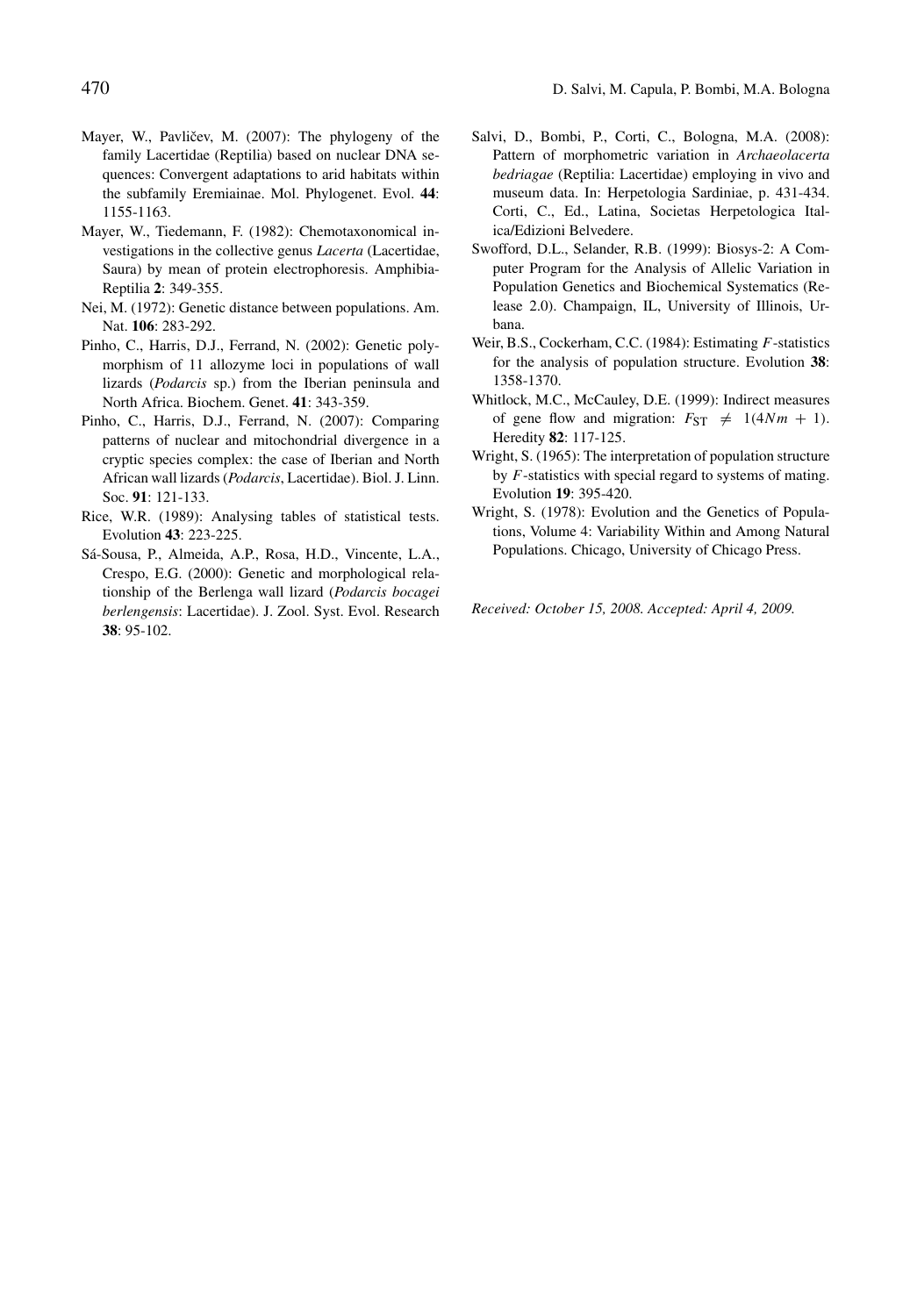Mayer, W., Pavličev, M. (2007): The phylogeny of the family Lacertidae (Reptilia) based on nuclear DNA sequences: Convergent adaptations to arid habitats within the subfamily Eremiainae. Mol. Phylogenet. Evol. **44**: 1155-1163.

Mayer, W., Tiedemann, F. (1982): Chemotaxonomical investigations in the collective genus *Lacerta* (Lacertidae, Saura) by mean of protein electrophoresis. Amphibia-Reptilia **2**: 349-355.

Nei, M. (1972): Genetic distance between populations. Am. Nat. **106**: 283-292.

Pinho, C., Harris, D.J., Ferrand, N. (2002): Genetic polymorphism of 11 allozyme loci in populations of wall lizards (*Podarcis* sp.) from the Iberian peninsula and North Africa. Biochem. Genet. **41**: 343-359.

Pinho, C., Harris, D.J., Ferrand, N. (2007): Comparing patterns of nuclear and mitochondrial divergence in a cryptic species complex: the case of Iberian and North African wall lizards (*Podarcis*, Lacertidae). Biol. J. Linn. Soc. **91**: 121-133.

Rice, W.R. (1989): Analysing tables of statistical tests. Evolution **43**: 223-225.

Sá-Sousa, P., Almeida, A.P., Rosa, H.D., Vincente, L.A., Crespo, E.G. (2000): Genetic and morphological relationship of the Berlenga wall lizard (*Podarcis bocagei berlengensis*: Lacertidae). J. Zool. Syst. Evol. Research **38**: 95-102.

Salvi, D., Bombi, P., Corti, C., Bologna, M.A. (2008): Pattern of morphometric variation in *Archaeolacerta bedriagae* (Reptilia: Lacertidae) employing in vivo and museum data. In: Herpetologia Sardiniae, p. 431-434. Corti, C., Ed., Latina, Societas Herpetologica Italica/Edizioni Belvedere.

Swofford, D.L., Selander, R.B. (1999): Biosys-2: A Computer Program for the Analysis of Allelic Variation in Population Genetics and Biochemical Systematics (Release 2.0). Champaign, IL, University of Illinois, Urbana.

Weir, B.S., Cockerham, C.C. (1984): Estimating $F$-statistics for the analysis of population structure. Evolution **38**: 1358-1370.

Whitlock, M.C., McCauley, D.E. (1999): Indirect measures of gene flow and migration: $F_{ST} \neq 1(4Nm + 1)$. Heredity **82**: 117-125.

Wright, S. (1965): The interpretation of population structure by $F$-statistics with special regard to systems of mating. Evolution **19**: 395-420.

Wright, S. (1978): Evolution and the Genetics of Populations, Volume 4: Variability Within and Among Natural Populations. Chicago, University of Chicago Press.

*Received: October 15, 2008. Accepted: April 4, 2009.*